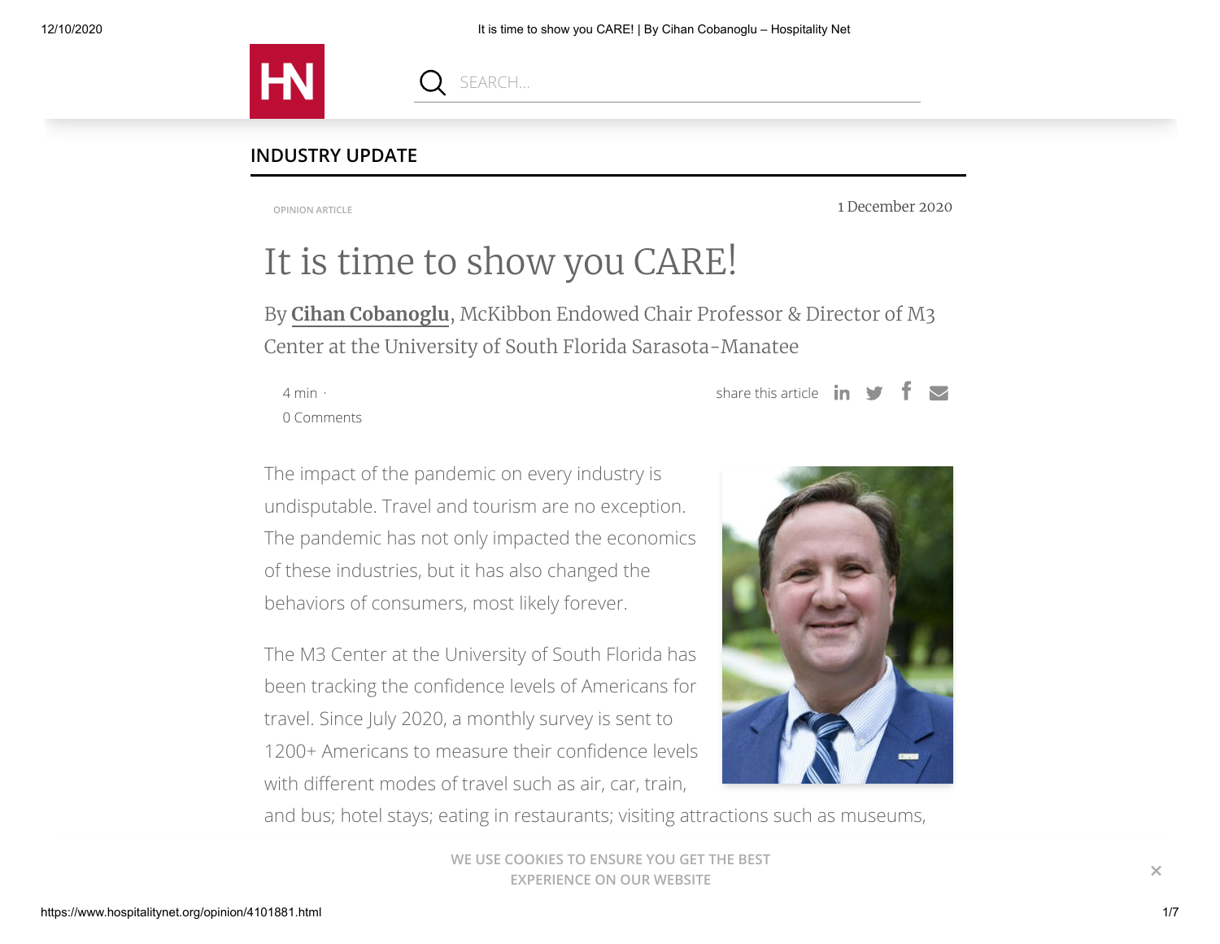INDUSTRY UPDATE

OPINION ARTICLE

1 December 2020

# It is time to show you CARE!

By **Cihan Cobanoglu**, McKibbon Endowed Chair Professor & Director of M3 Center at the University of South Florida Sarasota-Manatee

4 min · 0 Comments

share this article

The impact of the pandemic on every industry is undisputable. Travel and tourism are no exception. The pandemic has not only impacted the economics of these industries, but it has also changed the behaviors of consumers, most likely forever.

The M3 Center at the University of South Florida has been tracking the confidence levels of Americans for travel. Since July 2020, a monthly survey is sent to 1200+ Americans to measure their confidence levels with different modes of travel such as air, car, train, and bus; hotel stays; eating in restaurants; visiting attractions such as museums,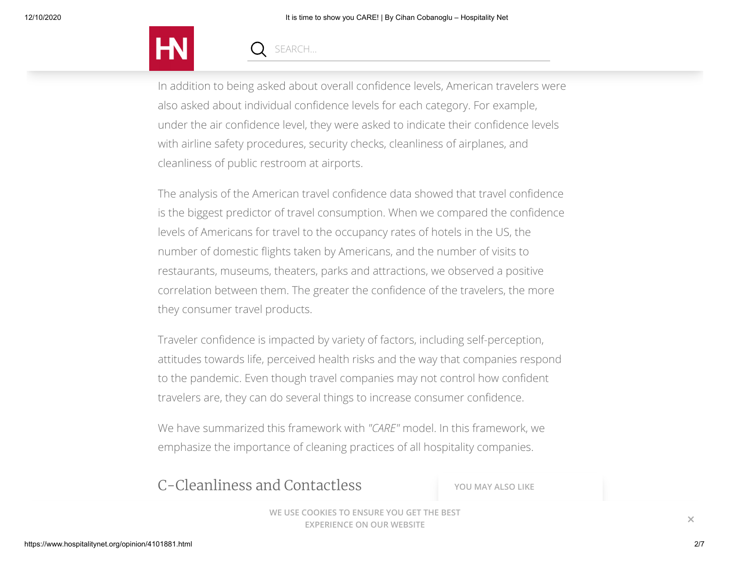In addition to being asked about overall confidence levels, American travelers were also asked about individual confidence levels for each category. For example, under the air confidence level, they were asked to indicate their confidence levels with airline safety procedures, security checks, cleanliness of airplanes, and cleanliness of public restroom at airports.

The analysis of the American travel confidence data showed that travel confidence is the biggest predictor of travel consumption. When we compared the confidence levels of Americans for travel to the occupancy rates of hotels in the US, the number of domestic flights taken by Americans, and the number of visits to restaurants, museums, theaters, parks and attractions, we observed a positive correlation between them. The greater the confidence of the travelers, the more they consumer travel products.

Traveler confidence is impacted by variety of factors, including self-perception, attitudes towards life, perceived health risks and the way that companies respond to the pandemic. Even though travel companies may not control how confident travelers are, they can do several things to increase consumer confidence.

We have summarized this framework with *"CARE"* model. In this framework, we emphasize the importance of cleaning practices of all hospitality companies.

## C-Cleanliness and Contactless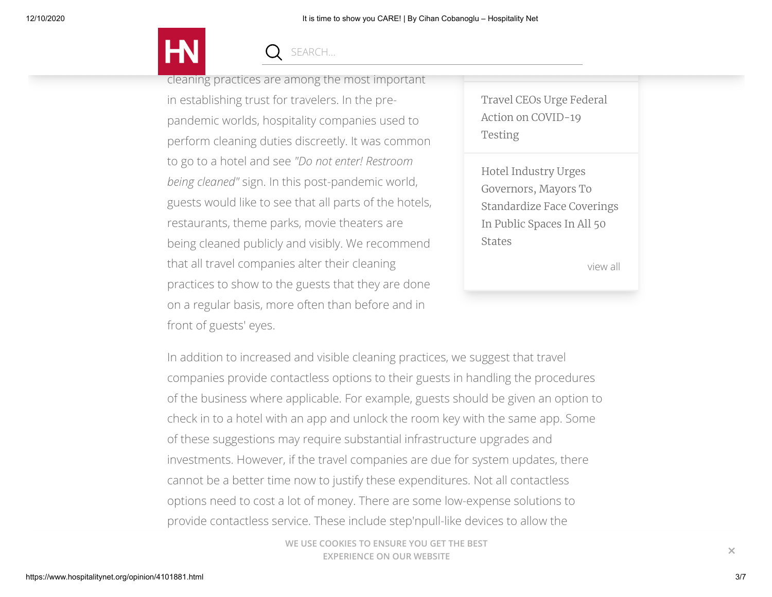cleaning practices are among the most important in establishing trust for travelers. In the pre-pandemic worlds, hospitality companies used to perform cleaning duties discreetly. It was common to go to a hotel and see *"Do not enter! Restroom being cleaned"* sign. In this post-pandemic world, guests would like to see that all parts of the hotels, restaurants, theme parks, movie theaters are being cleaned publicly and visibly. We recommend that all travel companies alter their cleaning practices to show to the guests that they are done on a regular basis, more often than before and in front of guests' eyes.

In addition to increased and visible cleaning practices, we suggest that travel companies provide contactless options to their guests in handling the procedures of the business where applicable. For example, guests should be given an option to check in to a hotel with an app and unlock the room key with the same app. Some of these suggestions may require substantial infrastructure upgrades and investments. However, if the travel companies are due for system updates, there cannot be a better time now to justify these expenditures. Not all contactless options need to cost a lot of money. There are some low-expense solutions to provide contactless service. These include step'npull-like devices to allow the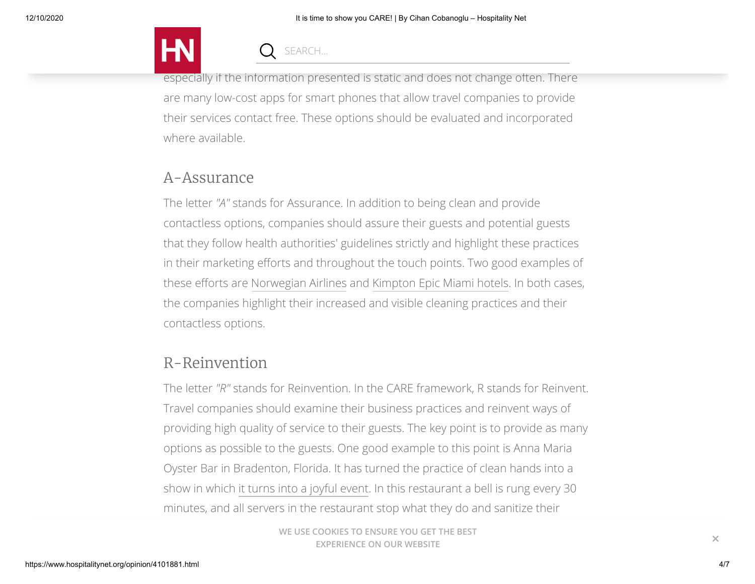especially if the information presented is static and does not change often. There are many low-cost apps for smart phones that allow travel companies to provide their services contact free. These options should be evaluated and incorporated where available.

## A-Assurance

The letter *"A"* stands for Assurance. In addition to being clean and provide contactless options, companies should assure their guests and potential guests that they follow health authorities' guidelines strictly and highlight these practices in their marketing efforts and throughout the touch points. Two good examples of these efforts are Norwegian Airlines and Kimpton Epic Miami hotels. In both cases, the companies highlight their increased and visible cleaning practices and their contactless options.

## R-Reinvention

The letter *"R"* stands for Reinvention. In the CARE framework, R stands for Reinvent. Travel companies should examine their business practices and reinvent ways of providing high quality of service to their guests. The key point is to provide as many options as possible to the guests. One good example to this point is Anna Maria Oyster Bar in Bradenton, Florida. It has turned the practice of clean hands into a show in which it turns into a joyful event. In this restaurant a bell is rung every 30 minutes, and all servers in the restaurant stop what they do and sanitize their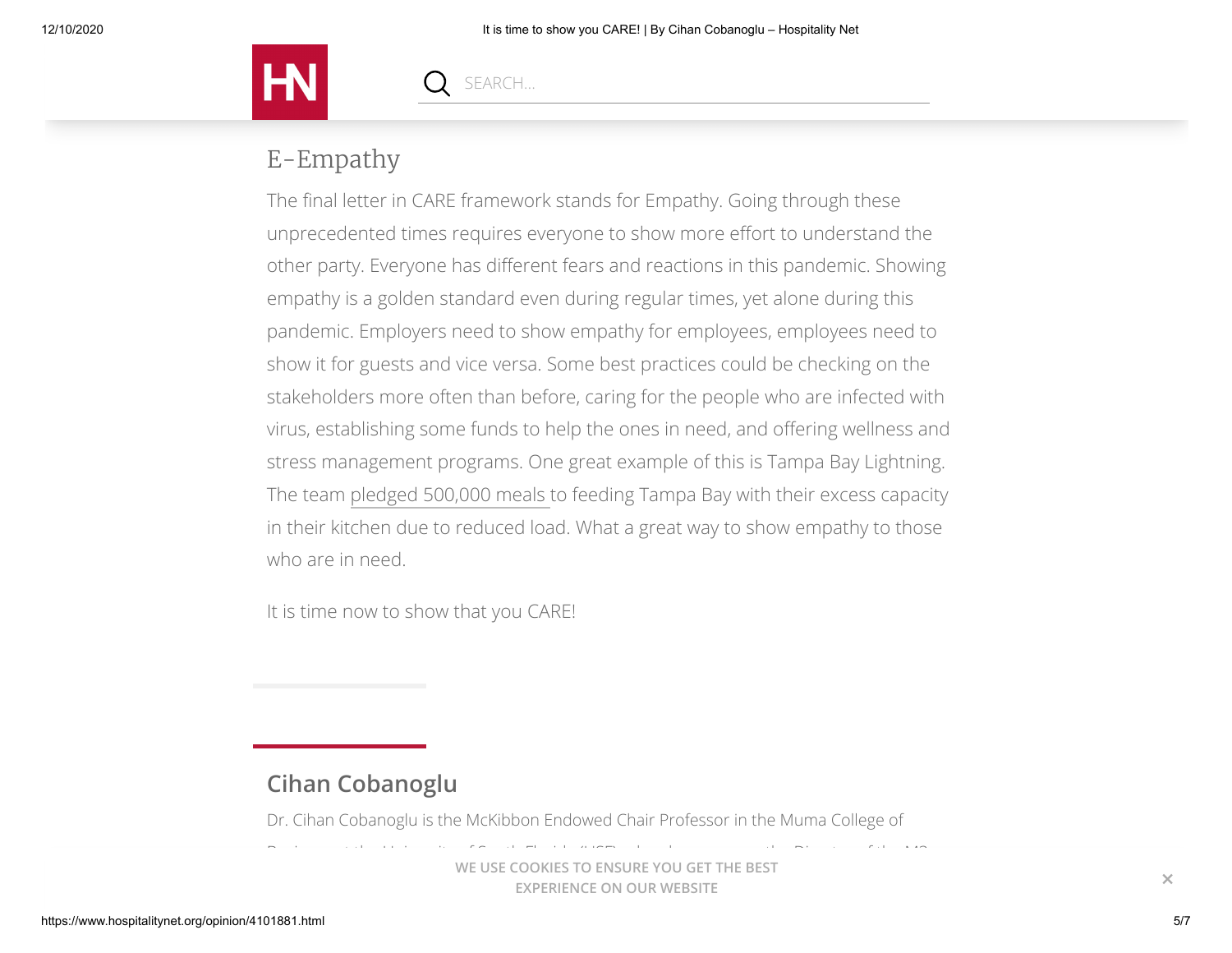## E-Empathy

The final letter in CARE framework stands for Empathy. Going through these unprecedented times requires everyone to show more effort to understand the other party. Everyone has different fears and reactions in this pandemic. Showing empathy is a golden standard even during regular times, yet alone during this pandemic. Employers need to show empathy for employees, employees need to show it for guests and vice versa. Some best practices could be checking on the stakeholders more often than before, caring for the people who are infected with virus, establishing some funds to help the ones in need, and offering wellness and stress management programs. One great example of this is Tampa Bay Lightning. The team pledged 500,000 meals to feeding Tampa Bay with their excess capacity in their kitchen due to reduced load. What a great way to show empathy to those who are in need.

It is time now to show that you CARE!

## Cihan Cobanoglu

Dr. Cihan Cobanoglu is the McKibbon Endowed Chair Professor in the Muma College of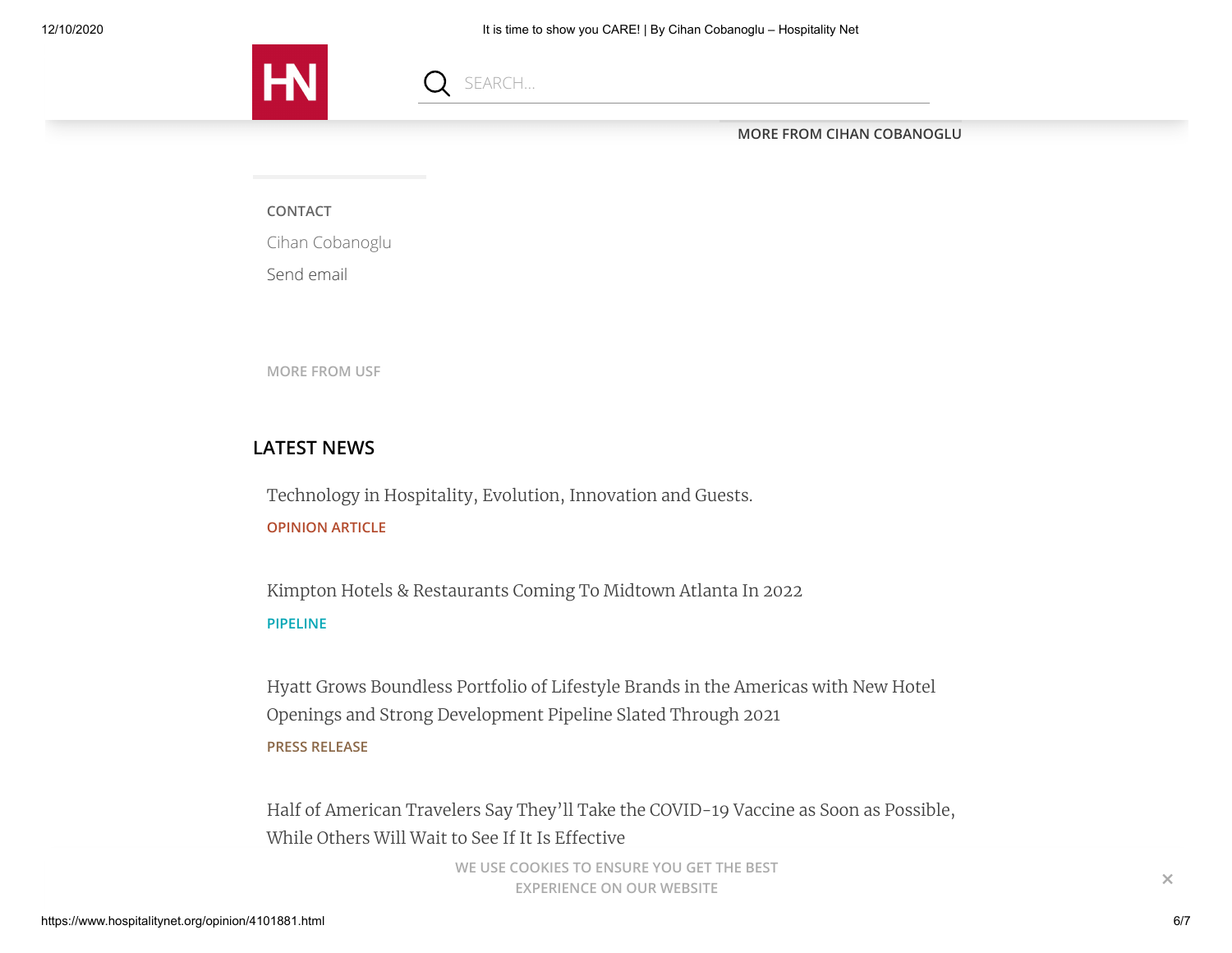MORE FROM CIHAN COBANOGLU

CONTACT

Cihan Cobanoglu

Send email

MORE FROM USF

## LATEST NEWS

Technology in Hospitality, Evolution, Innovation and Guests.

OPINION ARTICLE

Kimpton Hotels & Restaurants Coming To Midtown Atlanta In 2022

PIPELINE

Hyatt Grows Boundless Portfolio of Lifestyle Brands in the Americas with New Hotel Openings and Strong Development Pipeline Slated Through 2021

PRESS RELEASE

Half of American Travelers Say They'll Take the COVID-19 Vaccine as Soon as Possible, While Others Will Wait to See If It Is Effective

WE USE COOKIES TO ENSURE YOU GET THE BEST EXPERIENCE ON OUR WEBSITE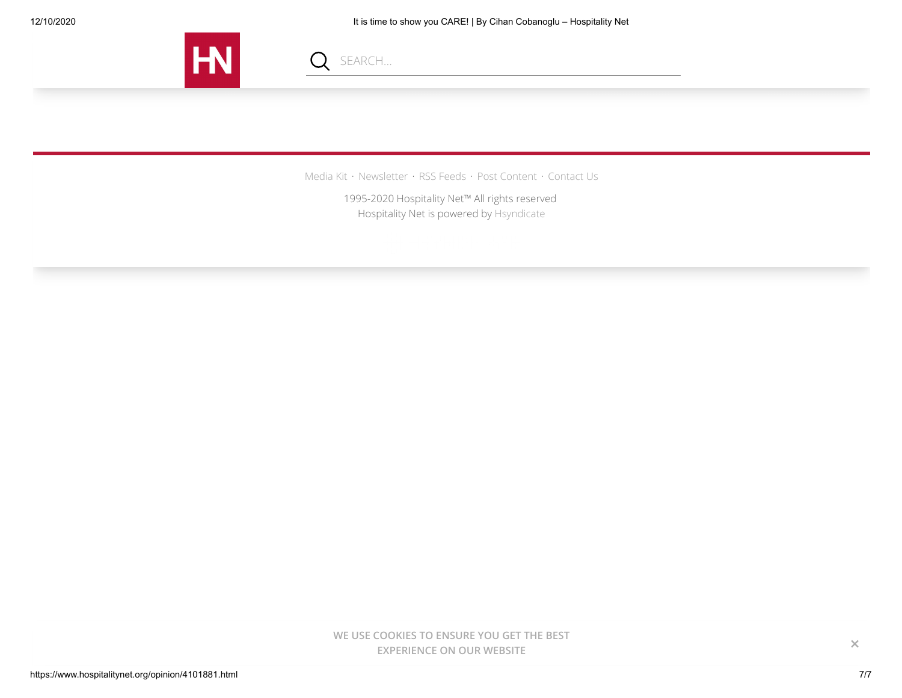SEARCH...

Media Kit · Newsletter · RSS Feeds · Post Content · Contact Us

1995-2020 Hospitality Net™ All rights reserved
Hospitality Net is powered by Hsyndicate

WE USE COOKIES TO ENSURE YOU GET THE BEST EXPERIENCE ON OUR WEBSITE